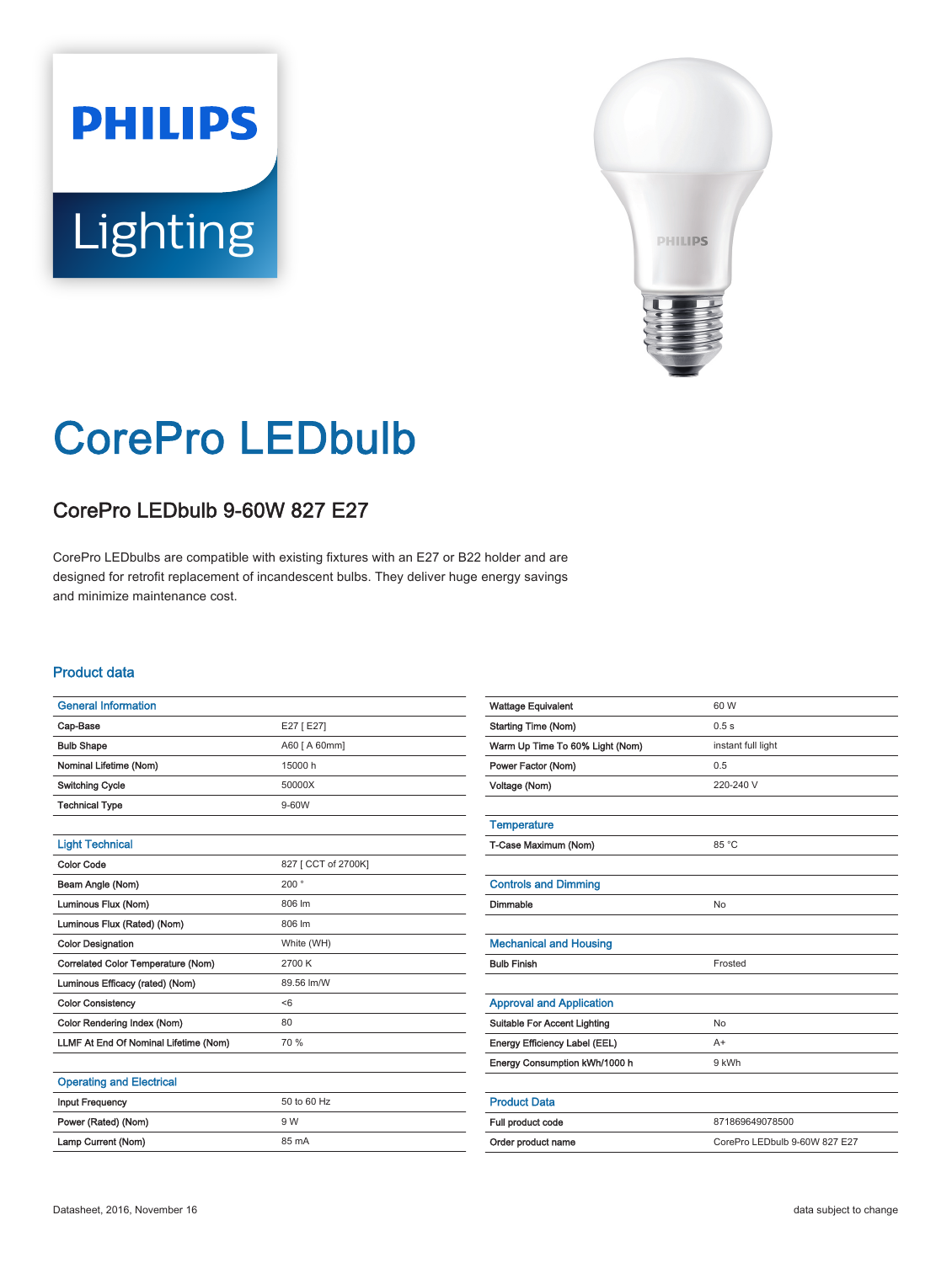PHILIPS

Lighting

# CorePro LEDbulb

## CorePro LEDbulb 9-60W 827 E27

CorePro LEDbulbs are compatible with existing fixtures with an E27 or B22 holder and are designed for retrofit replacement of incandescent bulbs. They deliver huge energy savings and minimize maintenance cost.

### Product data

| General Information | |
|---|---|
| Cap-Base | E27 [ E27] |
| Bulb Shape | A60 [ A 60mm] |
| Nominal Lifetime (Nom) | 15000 h |
| Switching Cycle | 50000X |
| Technical Type | 9-60W |

| Light Technical | |
|---|---|
| Color Code | 827 [ CCT of 2700K] |
| Beam Angle (Nom) | 200 ° |
| Luminous Flux (Nom) | 806 lm |
| Luminous Flux (Rated) (Nom) | 806 lm |
| Color Designation | White (WH) |
| Correlated Color Temperature (Nom) | 2700 K |
| Luminous Efficacy (rated) (Nom) | 89.56 lm/W |
| Color Consistency | <6 |
| Color Rendering Index (Nom) | 80 |
| LLMF At End Of Nominal Lifetime (Nom) | 70 % |

| Operating and Electrical | |
|---|---|
| Input Frequency | 50 to 60 Hz |
| Power (Rated) (Nom) | 9 W |
| Lamp Current (Nom) | 85 mA |
| Wattage Equivalent | 60 W |
| Starting Time (Nom) | 0.5 s |
| Warm Up Time To 60% Light (Nom) | instant full light |
| Power Factor (Nom) | 0.5 |
| Voltage (Nom) | 220-240 V |

| Temperature | |
|---|---|
| T-Case Maximum (Nom) | 85 °C |

| Controls and Dimming | |
|---|---|
| Dimmable | No |

| Mechanical and Housing | |
|---|---|
| Bulb Finish | Frosted |

| Approval and Application | |
|---|---|
| Suitable For Accent Lighting | No |
| Energy Efficiency Label (EEL) | A+ |
| Energy Consumption kWh/1000 h | 9 kWh |

| Product Data | |
|---|---|
| Full product code | 871869649078500 |
| Order product name | CorePro LEDbulb 9-60W 827 E27 |

Datasheet, 2016, November 16

data subject to change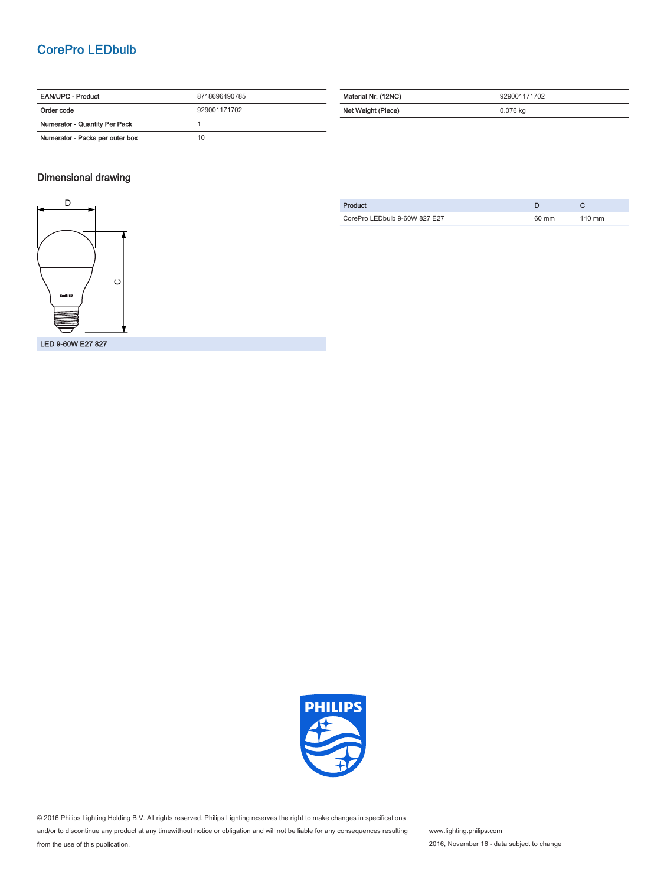# CorePro LEDbulb

| | |
|---|---|
| EAN/UPC - Product | 8718696490785 |
| Order code | 929001171702 |
| Numerator - Quantity Per Pack | 1 |
| Numerator - Packs per outer box | 10 |

| | |
|---|---|
| Material Nr. (12NC) | 929001171702 |
| Net Weight (Piece) | 0.076 kg |

## Dimensional drawing

D

C

LED 9-60W E27 827

| Product | D | C |
|---|---|---|
| CorePro LEDbulb 9-60W 827 E27 | 60 mm | 110 mm |

© 2016 Philips Lighting Holding B.V. All rights reserved. Philips Lighting reserves the right to make changes in specifications and/or to discontinue any product at any timewithout notice or obligation and will not be liable for any consequences resulting from the use of this publication.

www.lighting.philips.com

2016, November 16 - data subject to change